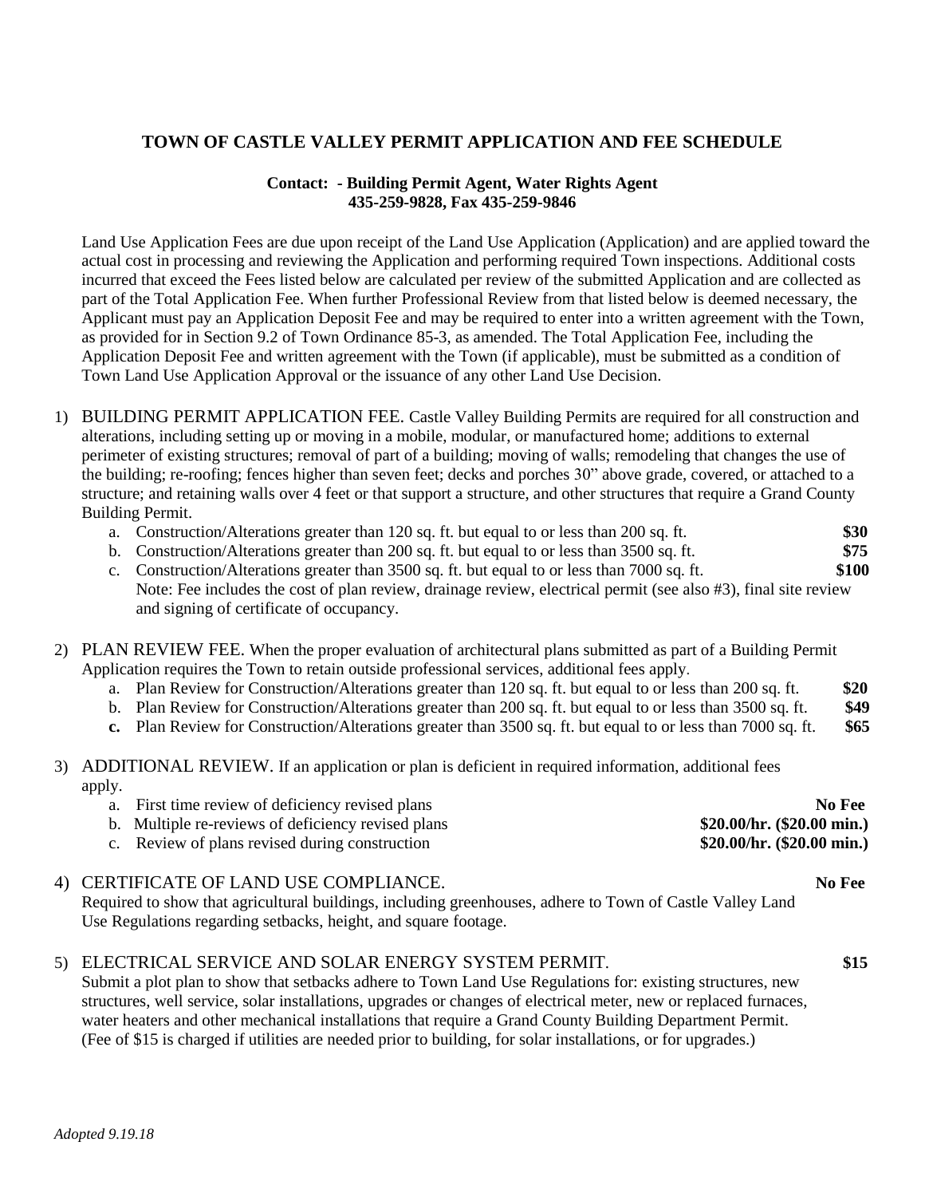## TOWN OF CASTLE VALLEY PERMIT APPLICATION AND FEE SCHEDULE

**Contact: - Building Permit Agent, Water Rights Agent**
**435-259-9828, Fax 435-259-9846**

Land Use Application Fees are due upon receipt of the Land Use Application (Application) and are applied toward the actual cost in processing and reviewing the Application and performing required Town inspections. Additional costs incurred that exceed the Fees listed below are calculated per review of the submitted Application and are collected as part of the Total Application Fee. When further Professional Review from that listed below is deemed necessary, the Applicant must pay an Application Deposit Fee and may be required to enter into a written agreement with the Town, as provided for in Section 9.2 of Town Ordinance 85-3, as amended. The Total Application Fee, including the Application Deposit Fee and written agreement with the Town (if applicable), must be submitted as a condition of Town Land Use Application Approval or the issuance of any other Land Use Decision.

1) BUILDING PERMIT APPLICATION FEE. Castle Valley Building Permits are required for all construction and alterations, including setting up or moving in a mobile, modular, or manufactured home; additions to external perimeter of existing structures; removal of part of a building; moving of walls; remodeling that changes the use of the building; re-roofing; fences higher than seven feet; decks and porches 30" above grade, covered, or attached to a structure; and retaining walls over 4 feet or that support a structure, and other structures that require a Grand County Building Permit.
   a. Construction/Alterations greater than 120 sq. ft. but equal to or less than 200 sq. ft. **$30**
   b. Construction/Alterations greater than 200 sq. ft. but equal to or less than 3500 sq. ft. **$75**
   c. Construction/Alterations greater than 3500 sq. ft. but equal to or less than 7000 sq. ft. **$100**
   Note: Fee includes the cost of plan review, drainage review, electrical permit (see also #3), final site review and signing of certificate of occupancy.

2) PLAN REVIEW FEE. When the proper evaluation of architectural plans submitted as part of a Building Permit Application requires the Town to retain outside professional services, additional fees apply.
   a. Plan Review for Construction/Alterations greater than 120 sq. ft. but equal to or less than 200 sq. ft. **$20**
   b. Plan Review for Construction/Alterations greater than 200 sq. ft. but equal to or less than 3500 sq. ft. **$49**
   **c.** Plan Review for Construction/Alterations greater than 3500 sq. ft. but equal to or less than 7000 sq. ft. **$65**

3) ADDITIONAL REVIEW. If an application or plan is deficient in required information, additional fees apply.
   a. First time review of deficiency revised plans **No Fee**
   b. Multiple re-reviews of deficiency revised plans **$20.00/hr. ($20.00 min.)**
   c. Review of plans revised during construction **$20.00/hr. ($20.00 min.)**

4) CERTIFICATE OF LAND USE COMPLIANCE. **No Fee**
   Required to show that agricultural buildings, including greenhouses, adhere to Town of Castle Valley Land Use Regulations regarding setbacks, height, and square footage.

5) ELECTRICAL SERVICE AND SOLAR ENERGY SYSTEM PERMIT. **$15**
   Submit a plot plan to show that setbacks adhere to Town Land Use Regulations for: existing structures, new structures, well service, solar installations, upgrades or changes of electrical meter, new or replaced furnaces, water heaters and other mechanical installations that require a Grand County Building Department Permit. (Fee of $15 is charged if utilities are needed prior to building, for solar installations, or for upgrades.)

*Adopted 9.19.18*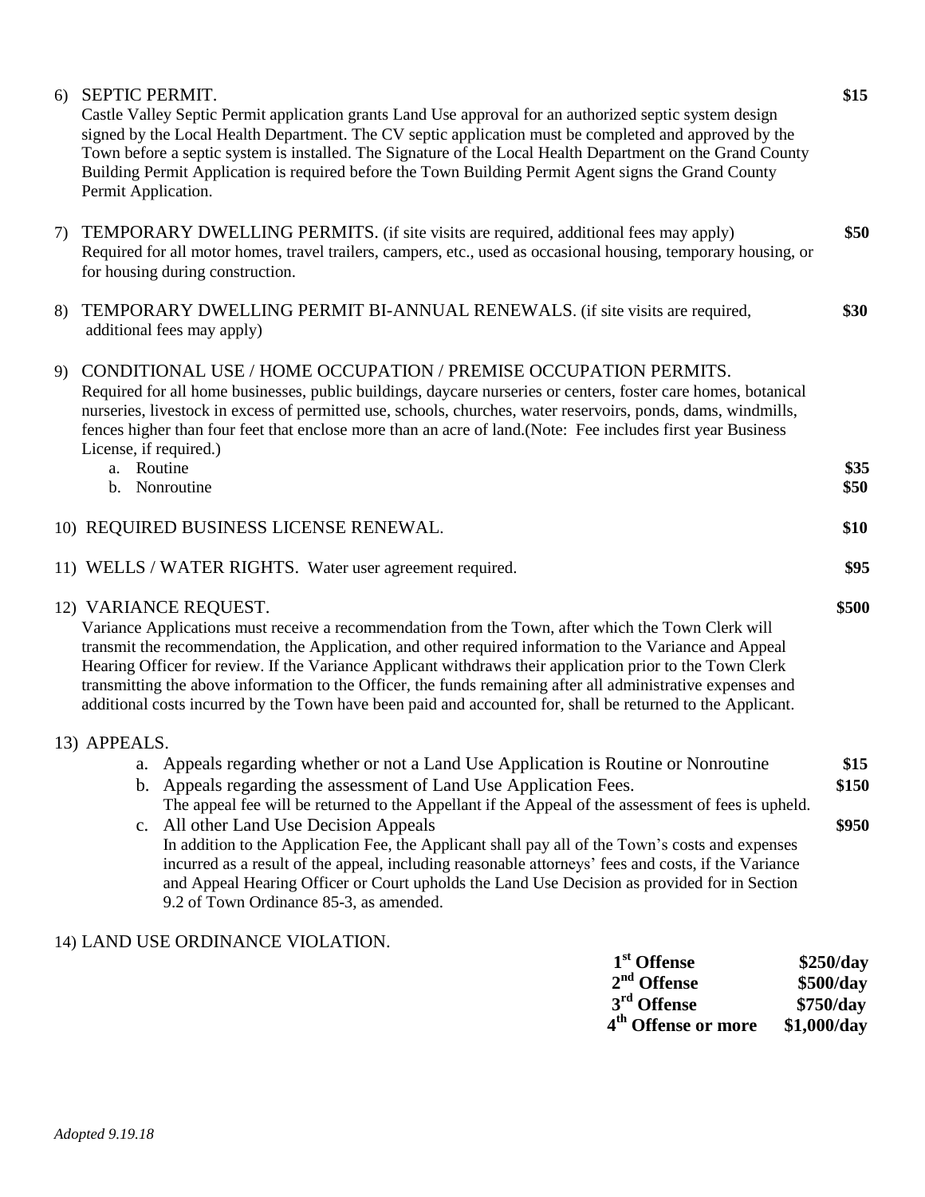6) SEPTIC PERMIT. **$15**
Castle Valley Septic Permit application grants Land Use approval for an authorized septic system design signed by the Local Health Department. The CV septic application must be completed and approved by the Town before a septic system is installed. The Signature of the Local Health Department on the Grand County Building Permit Application is required before the Town Building Permit Agent signs the Grand County Permit Application.

7) TEMPORARY DWELLING PERMITS. (if site visits are required, additional fees may apply) **$50**
Required for all motor homes, travel trailers, campers, etc., used as occasional housing, temporary housing, or for housing during construction.

8) TEMPORARY DWELLING PERMIT BI-ANNUAL RENEWALS. (if site visits are required, additional fees may apply) **$30**

9) CONDITIONAL USE / HOME OCCUPATION / PREMISE OCCUPATION PERMITS.
Required for all home businesses, public buildings, daycare nurseries or centers, foster care homes, botanical nurseries, livestock in excess of permitted use, schools, churches, water reservoirs, ponds, dams, windmills, fences higher than four feet that enclose more than an acre of land.(Note: Fee includes first year Business License, if required.)
   a. Routine **$35**
   b. Nonroutine **$50**

10) REQUIRED BUSINESS LICENSE RENEWAL. **$10**

11) WELLS / WATER RIGHTS. Water user agreement required. **$95**

12) VARIANCE REQUEST. **$500**
Variance Applications must receive a recommendation from the Town, after which the Town Clerk will transmit the recommendation, the Application, and other required information to the Variance and Appeal Hearing Officer for review. If the Variance Applicant withdraws their application prior to the Town Clerk transmitting the above information to the Officer, the funds remaining after all administrative expenses and additional costs incurred by the Town have been paid and accounted for, shall be returned to the Applicant.

13) APPEALS.
   a. Appeals regarding whether or not a Land Use Application is Routine or Nonroutine **$15**
   b. Appeals regarding the assessment of Land Use Application Fees. **$150**
   The appeal fee will be returned to the Appellant if the Appeal of the assessment of fees is upheld.
   c. All other Land Use Decision Appeals **$950**
   In addition to the Application Fee, the Applicant shall pay all of the Town's costs and expenses incurred as a result of the appeal, including reasonable attorneys' fees and costs, if the Variance and Appeal Hearing Officer or Court upholds the Land Use Decision as provided for in Section 9.2 of Town Ordinance 85-3, as amended.

14) LAND USE ORDINANCE VIOLATION.

| | |
|---|---|
| **1st Offense** | **$250/day** |
| **2nd Offense** | **$500/day** |
| **3rd Offense** | **$750/day** |
| **4th Offense or more** | **$1,000/day** |

*Adopted 9.19.18*